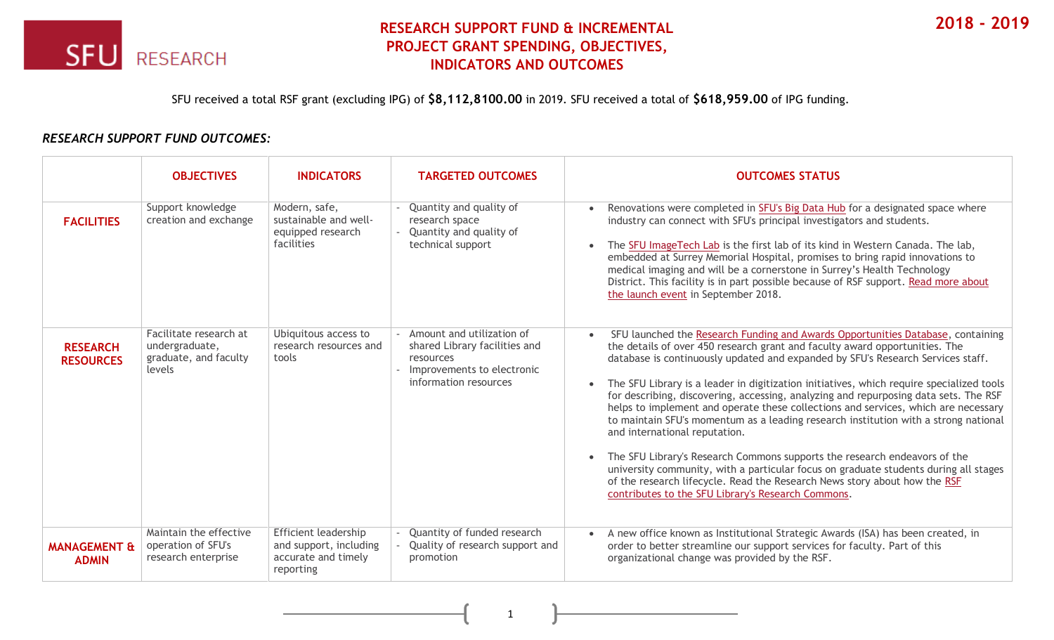SFU RESEARCH

# RESEARCH SUPPORT FUND & INCREMENTAL PROJECT GRANT SPENDING, OBJECTIVES, INDICATORS AND OUTCOMES

**2018 - 2019**

SFU received a total RSF grant (excluding IPG) of **$8,112,8100.00** in 2019. SFU received a total of **$618,959.00** of IPG funding.

***RESEARCH SUPPORT FUND OUTCOMES:***

| | OBJECTIVES | INDICATORS | TARGETED OUTCOMES | OUTCOMES STATUS |
|---|---|---|---|---|
| **FACILITIES** | Support knowledge creation and exchange | Modern, safe, sustainable and well-equipped research facilities | - Quantity and quality of research space<br>- Quantity and quality of technical support | • Renovations were completed in SFU's Big Data Hub for a designated space where industry can connect with SFU's principal investigators and students.<br><br>• The SFU ImageTech Lab is the first lab of its kind in Western Canada. The lab, embedded at Surrey Memorial Hospital, promises to bring rapid innovations to medical imaging and will be a cornerstone in Surrey's Health Technology District. This facility is in part possible because of RSF support. Read more about the launch event in September 2018. |
| **RESEARCH RESOURCES** | Facilitate research at undergraduate, graduate, and faculty levels | Ubiquitous access to research resources and tools | - Amount and utilization of shared Library facilities and resources<br>- Improvements to electronic information resources | • SFU launched the Research Funding and Awards Opportunities Database, containing the details of over 450 research grant and faculty award opportunities. The database is continuously updated and expanded by SFU's Research Services staff.<br><br>• The SFU Library is a leader in digitization initiatives, which require specialized tools for describing, discovering, accessing, analyzing and repurposing data sets. The RSF helps to implement and operate these collections and services, which are necessary to maintain SFU's momentum as a leading research institution with a strong national and international reputation.<br><br>• The SFU Library's Research Commons supports the research endeavors of the university community, with a particular focus on graduate students during all stages of the research lifecycle. Read the Research News story about how the RSF contributes to the SFU Library's Research Commons. |
| **MANAGEMENT & ADMIN** | Maintain the effective operation of SFU's research enterprise | Efficient leadership and support, including accurate and timely reporting | - Quantity of funded research<br>- Quality of research support and promotion | • A new office known as Institutional Strategic Awards (ISA) has been created, in order to better streamline our support services for faculty. Part of this organizational change was provided by the RSF. |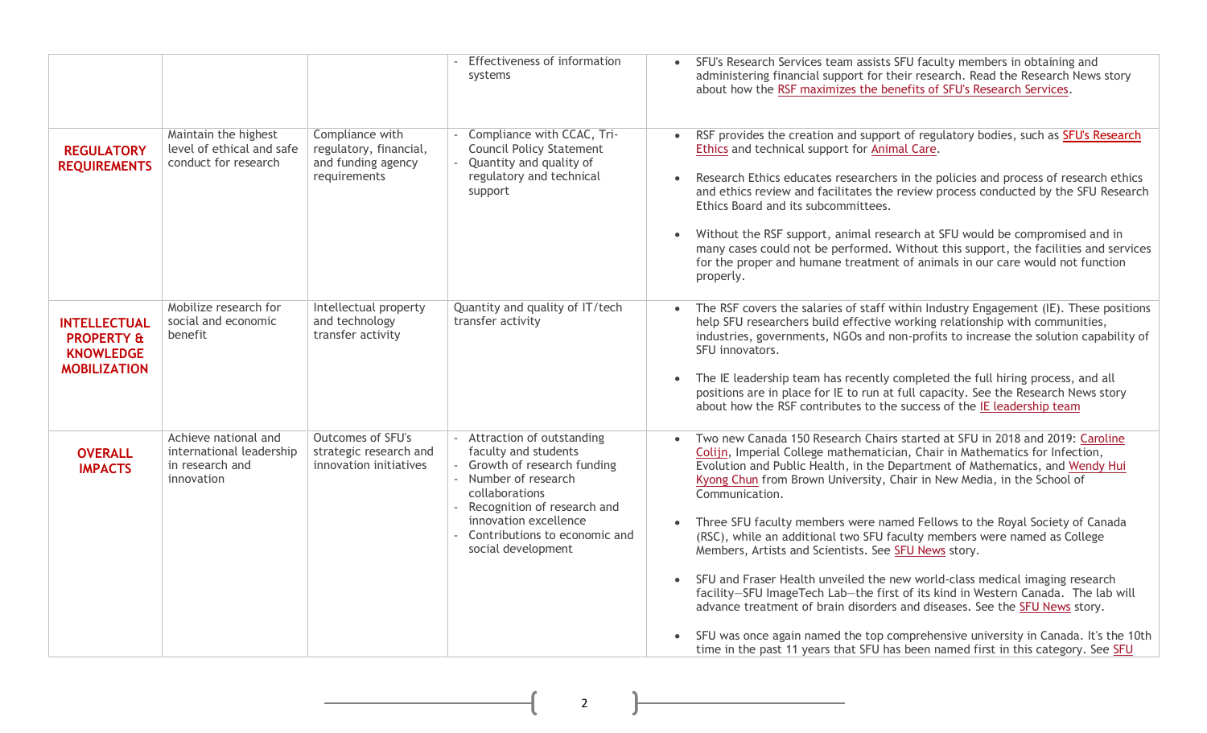| | | | | |
|---|---|---|---|---|
| | | | - Effectiveness of information systems | • SFU's Research Services team assists SFU faculty members in obtaining and administering financial support for their research. Read the Research News story about how the RSF maximizes the benefits of SFU's Research Services. |
| **REGULATORY REQUIREMENTS** | Maintain the highest level of ethical and safe conduct for research | Compliance with regulatory, financial, and funding agency requirements | - Compliance with CCAC, Tri-Council Policy Statement<br>- Quantity and quality of regulatory and technical support | • RSF provides the creation and support of regulatory bodies, such as SFU's Research Ethics and technical support for Animal Care.<br><br>• Research Ethics educates researchers in the policies and process of research ethics and ethics review and facilitates the review process conducted by the SFU Research Ethics Board and its subcommittees.<br><br>• Without the RSF support, animal research at SFU would be compromised and in many cases could not be performed. Without this support, the facilities and services for the proper and humane treatment of animals in our care would not function properly. |
| **INTELLECTUAL PROPERTY & KNOWLEDGE MOBILIZATION** | Mobilize research for social and economic benefit | Intellectual property and technology transfer activity | Quantity and quality of IT/tech transfer activity | • The RSF covers the salaries of staff within Industry Engagement (IE). These positions help SFU researchers build effective working relationship with communities, industries, governments, NGOs and non-profits to increase the solution capability of SFU innovators.<br><br>• The IE leadership team has recently completed the full hiring process, and all positions are in place for IE to run at full capacity. See the Research News story about how the RSF contributes to the success of the IE leadership team |
| **OVERALL IMPACTS** | Achieve national and international leadership in research and innovation | Outcomes of SFU's strategic research and innovation initiatives | - Attraction of outstanding faculty and students<br>- Growth of research funding<br>- Number of research collaborations<br>- Recognition of research and innovation excellence<br>- Contributions to economic and social development | • Two new Canada 150 Research Chairs started at SFU in 2018 and 2019: Caroline Colijn, Imperial College mathematician, Chair in Mathematics for Infection, Evolution and Public Health, in the Department of Mathematics, and Wendy Hui Kyong Chun from Brown University, Chair in New Media, in the School of Communication.<br><br>• Three SFU faculty members were named Fellows to the Royal Society of Canada (RSC), while an additional two SFU faculty members were named as College Members, Artists and Scientists. See SFU News story.<br><br>• SFU and Fraser Health unveiled the new world-class medical imaging research facility—SFU ImageTech Lab—the first of its kind in Western Canada. The lab will advance treatment of brain disorders and diseases. See the SFU News story.<br><br>• SFU was once again named the top comprehensive university in Canada. It's the 10th time in the past 11 years that SFU has been named first in this category. See SFU |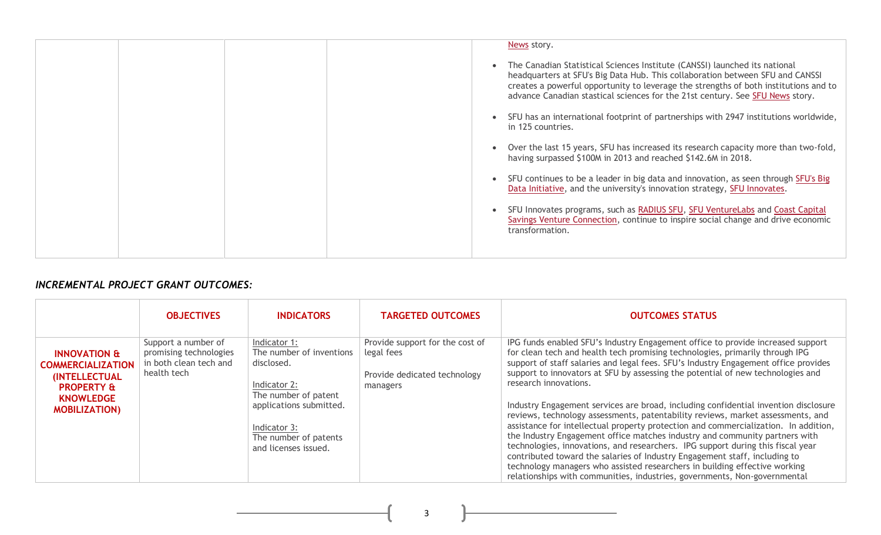| | | | | News story.<br><br>• The Canadian Statistical Sciences Institute (CANSSI) launched its national headquarters at SFU's Big Data Hub. This collaboration between SFU and CANSSI creates a powerful opportunity to leverage the strengths of both institutions and to advance Canadian stastical sciences for the 21st century. See SFU News story.<br><br>• SFU has an international footprint of partnerships with 2947 institutions worldwide, in 125 countries.<br><br>• Over the last 15 years, SFU has increased its research capacity more than two-fold, having surpassed $100M in 2013 and reached $142.6M in 2018.<br><br>• SFU continues to be a leader in big data and innovation, as seen through SFU's Big Data Initiative, and the university's innovation strategy, SFU Innovates.<br><br>• SFU Innovates programs, such as RADIUS SFU, SFU VentureLabs and Coast Capital Savings Venture Connection, continue to inspire social change and drive economic transformation. |
|---|---|---|---|---|

### *INCREMENTAL PROJECT GRANT OUTCOMES:*

| | **OBJECTIVES** | **INDICATORS** | **TARGETED OUTCOMES** | **OUTCOMES STATUS** |
|---|---|---|---|---|
| **INNOVATION & COMMERCIALIZATION (INTELLECTUAL PROPERTY & KNOWLEDGE MOBILIZATION)** | Support a number of promising technologies in both clean tech and health tech | Indicator 1:<br>The number of inventions disclosed.<br><br>Indicator 2:<br>The number of patent applications submitted.<br><br>Indicator 3:<br>The number of patents and licenses issued. | Provide support for the cost of legal fees<br><br>Provide dedicated technology managers | IPG funds enabled SFU's Industry Engagement office to provide increased support for clean tech and health tech promising technologies, primarily through IPG support of staff salaries and legal fees. SFU's Industry Engagement office provides support to innovators at SFU by assessing the potential of new technologies and research innovations.<br><br>Industry Engagement services are broad, including confidential invention disclosure reviews, technology assessments, patentability reviews, market assessments, and assistance for intellectual property protection and commercialization. In addition, the Industry Engagement office matches industry and community partners with technologies, innovations, and researchers. IPG support during this fiscal year contributed toward the salaries of Industry Engagement staff, including to technology managers who assisted researchers in building effective working relationships with communities, industries, governments, Non-governmental |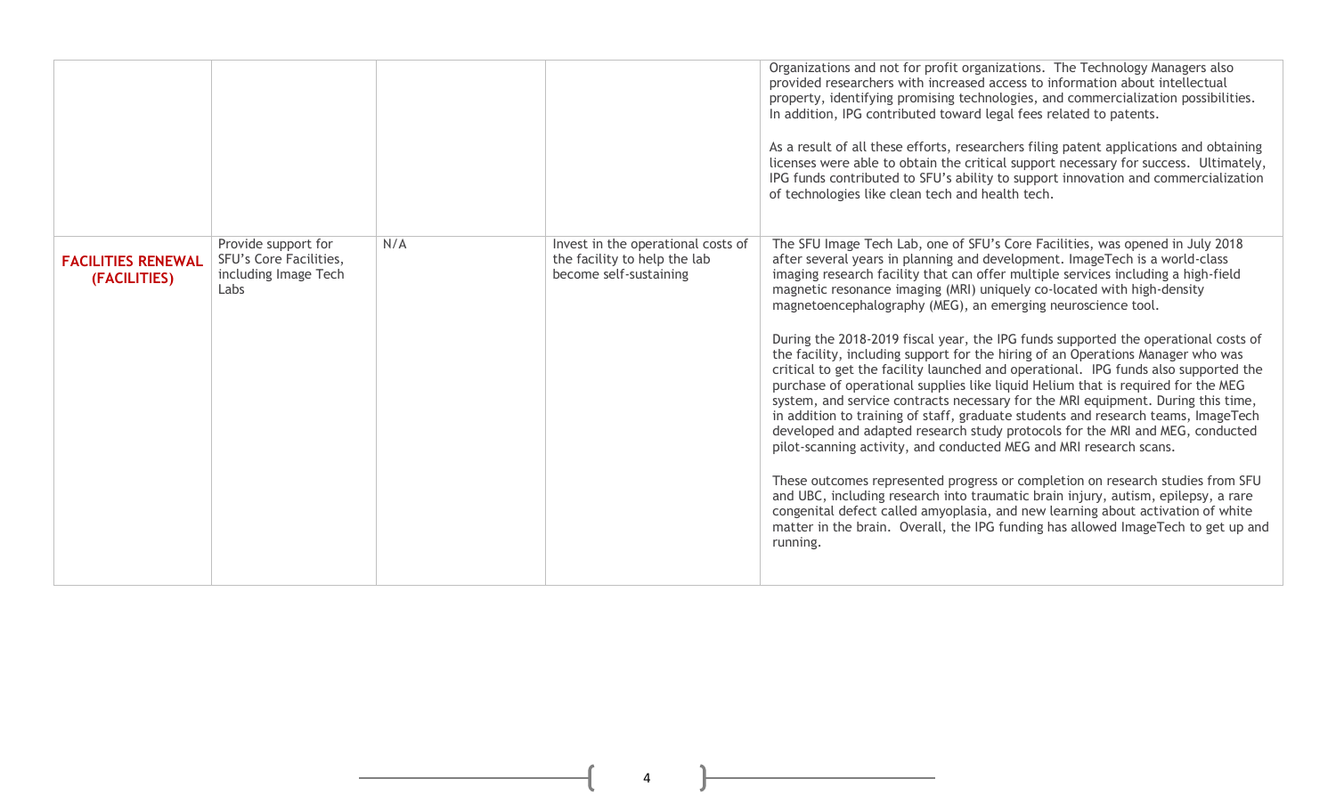| | | | | |
|---|---|---|---|---|
| | | | | Organizations and not for profit organizations. The Technology Managers also provided researchers with increased access to information about intellectual property, identifying promising technologies, and commercialization possibilities. In addition, IPG contributed toward legal fees related to patents.<br><br>As a result of all these efforts, researchers filing patent applications and obtaining licenses were able to obtain the critical support necessary for success. Ultimately, IPG funds contributed to SFU's ability to support innovation and commercialization of technologies like clean tech and health tech. |
| **FACILITIES RENEWAL (FACILITIES)** | Provide support for SFU's Core Facilities, including Image Tech Labs | N/A | Invest in the operational costs of the facility to help the lab become self-sustaining | The SFU Image Tech Lab, one of SFU's Core Facilities, was opened in July 2018 after several years in planning and development. ImageTech is a world-class imaging research facility that can offer multiple services including a high-field magnetic resonance imaging (MRI) uniquely co-located with high-density magnetoencephalography (MEG), an emerging neuroscience tool.<br><br>During the 2018-2019 fiscal year, the IPG funds supported the operational costs of the facility, including support for the hiring of an Operations Manager who was critical to get the facility launched and operational. IPG funds also supported the purchase of operational supplies like liquid Helium that is required for the MEG system, and service contracts necessary for the MRI equipment. During this time, in addition to training of staff, graduate students and research teams, ImageTech developed and adapted research study protocols for the MRI and MEG, conducted pilot-scanning activity, and conducted MEG and MRI research scans.<br><br>These outcomes represented progress or completion on research studies from SFU and UBC, including research into traumatic brain injury, autism, epilepsy, a rare congenital defect called amyoplasia, and new learning about activation of white matter in the brain. Overall, the IPG funding has allowed ImageTech to get up and running. |